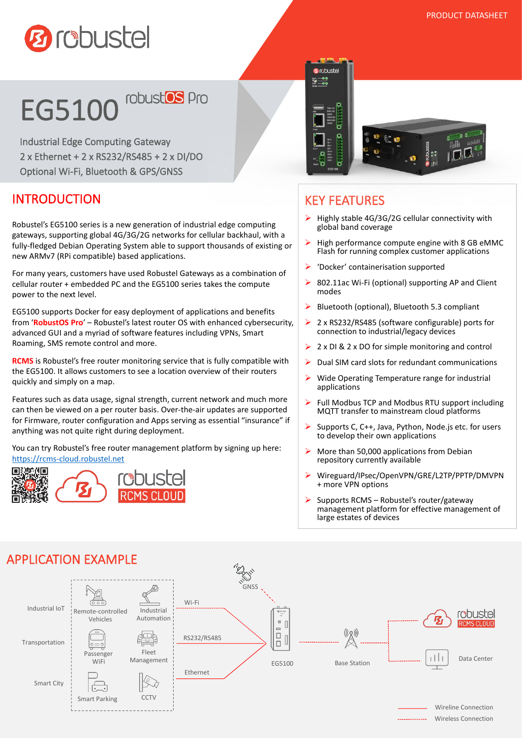PRODUCT DATASHEET

# EG5100 robustOS Pro

Industrial Edge Computing Gateway
2 x Ethernet + 2 x RS232/RS485 + 2 x DI/DO
Optional Wi-Fi, Bluetooth & GPS/GNSS

## INTRODUCTION

Robustel's EG5100 series is a new generation of industrial edge computing gateways, supporting global 4G/3G/2G networks for cellular backhaul, with a fully-fledged Debian Operating System able to support thousands of existing or new ARMv7 (RPi compatible) based applications.

For many years, customers have used Robustel Gateways as a combination of cellular router + embedded PC and the EG5100 series takes the compute power to the next level.

EG5100 supports Docker for easy deployment of applications and benefits from '**RobustOS Pro**' – Robustel's latest router OS with enhanced cybersecurity, advanced GUI and a myriad of software features including VPNs, Smart Roaming, SMS remote control and more.

**RCMS** is Robustel's free router monitoring service that is fully compatible with the EG5100. It allows customers to see a location overview of their routers quickly and simply on a map.

Features such as data usage, signal strength, current network and much more can then be viewed on a per router basis. Over-the-air updates are supported for Firmware, router configuration and Apps serving as essential "insurance" if anything was not quite right during deployment.

You can try Robustel's free router management platform by signing up here: https://rcms-cloud.robustel.net

robustel RCMS CLOUD

## KEY FEATURES

- Highly stable 4G/3G/2G cellular connectivity with global band coverage
- High performance compute engine with 8 GB eMMC Flash for running complex customer applications
- 'Docker' containerisation supported
- 802.11ac Wi-Fi (optional) supporting AP and Client modes
- Bluetooth (optional), Bluetooth 5.3 compliant
- 2 x RS232/RS485 (software configurable) ports for connection to industrial/legacy devices
- 2 x DI & 2 x DO for simple monitoring and control
- Dual SIM card slots for redundant communications
- Wide Operating Temperature range for industrial applications
- Full Modbus TCP and Modbus RTU support including MQTT transfer to mainstream cloud platforms
- Supports C, C++, Java, Python, Node.js etc. for users to develop their own applications
- More than 50,000 applications from Debian repository currently available
- Wireguard/IPsec/OpenVPN/GRE/L2TP/PPTP/DMVPN + more VPN options
- Supports RCMS – Robustel's router/gateway management platform for effective management of large estates of devices

## APPLICATION EXAMPLE

Industrial IoT
Remote-controlled Vehicles
Industrial Automation
Transportation
Passenger WiFi
Fleet Management
Smart City
Smart Parking
CCTV
Wi-Fi
RS232/RS485
Ethernet
GNSS
EG5100
Base Station
robustel RCMS CLOUD
Data Center
Wireline Connection
Wireless Connection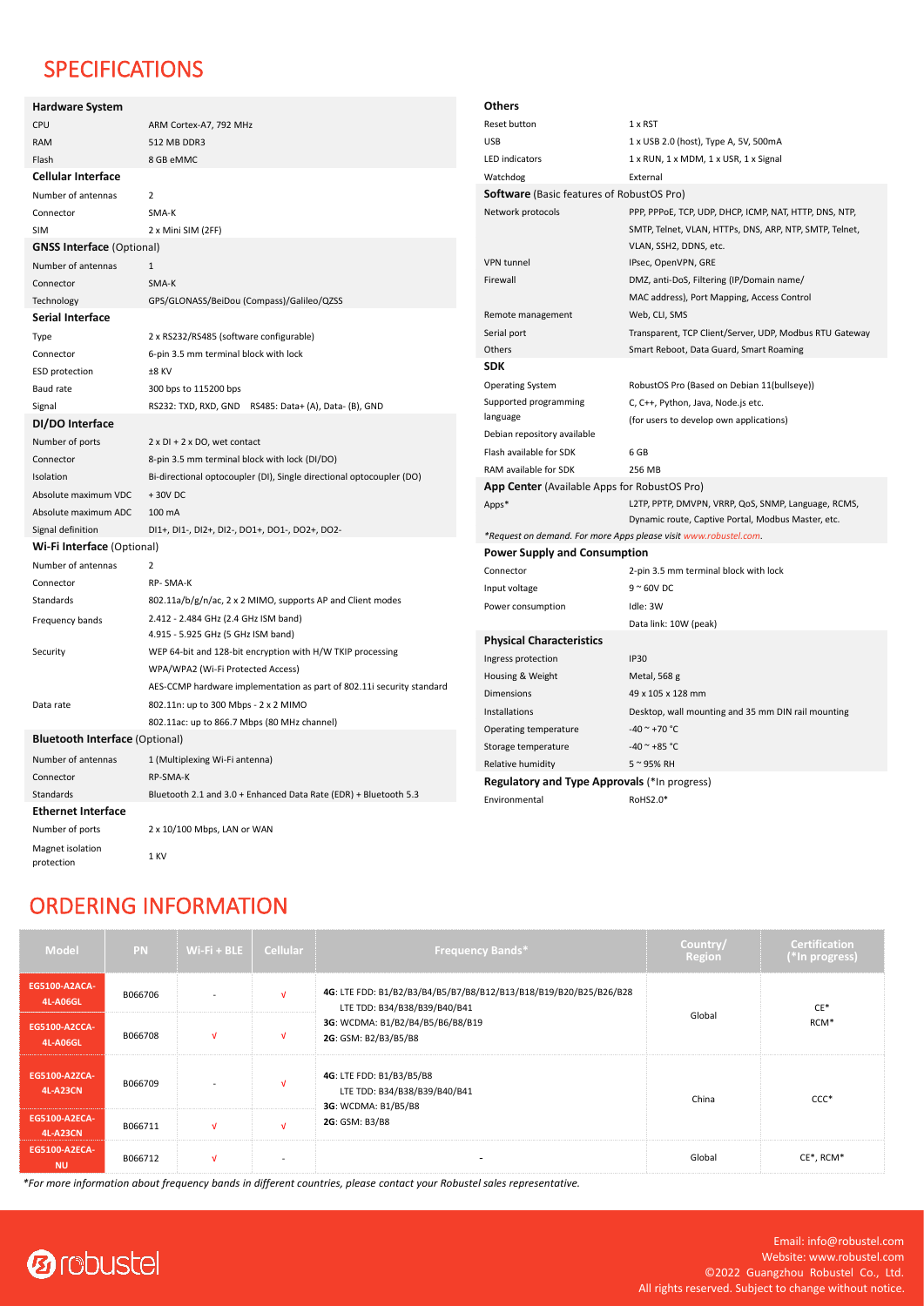# SPECIFICATIONS

| **Hardware System** | |
|---|---|
| CPU | ARM Cortex-A7, 792 MHz |
| RAM | 512 MB DDR3 |
| Flash | 8 GB eMMC |
| **Cellular Interface** | |
| Number of antennas | 2 |
| Connector | SMA-K |
| SIM | 2 x Mini SIM (2FF) |
| **GNSS Interface** (Optional) | |
| Number of antennas | 1 |
| Connector | SMA-K |
| Technology | GPS/GLONASS/BeiDou (Compass)/Galileo/QZSS |
| **Serial Interface** | |
| Type | 2 x RS232/RS485 (software configurable) |
| Connector | 6-pin 3.5 mm terminal block with lock |
| ESD protection | ±8 KV |
| Baud rate | 300 bps to 115200 bps |
| Signal | RS232: TXD, RXD, GND RS485: Data+ (A), Data- (B), GND |
| **DI/DO Interface** | |
| Number of ports | 2 x DI + 2 x DO, wet contact |
| Connector | 8-pin 3.5 mm terminal block with lock (DI/DO) |
| Isolation | Bi-directional optocoupler (DI), Single directional optocoupler (DO) |
| Absolute maximum VDC | + 30V DC |
| Absolute maximum ADC | 100 mA |
| Signal definition | DI1+, DI1-, DI2+, DI2-, DO1+, DO1-, DO2+, DO2- |
| **Wi-Fi Interface** (Optional) | |
| Number of antennas | 2 |
| Connector | RP- SMA-K |
| Standards | 802.11a/b/g/n/ac, 2 x 2 MIMO, supports AP and Client modes |
| Frequency bands | 2.412 - 2.484 GHz (2.4 GHz ISM band)<br>4.915 - 5.925 GHz (5 GHz ISM band) |
| Security | WEP 64-bit and 128-bit encryption with H/W TKIP processing<br>WPA/WPA2 (Wi-Fi Protected Access)<br>AES-CCMP hardware implementation as part of 802.11i security standard |
| Data rate | 802.11n: up to 300 Mbps - 2 x 2 MIMO<br>802.11ac: up to 866.7 Mbps (80 MHz channel) |
| **Bluetooth Interface** (Optional) | |
| Number of antennas | 1 (Multiplexing Wi-Fi antenna) |
| Connector | RP-SMA-K |
| Standards | Bluetooth 2.1 and 3.0 + Enhanced Data Rate (EDR) + Bluetooth 5.3 |
| **Ethernet Interface** | |
| Number of ports | 2 x 10/100 Mbps, LAN or WAN |
| Magnet isolation protection | 1 KV |

| **Others** | |
|---|---|
| Reset button | 1 x RST |
| USB | 1 x USB 2.0 (host), Type A, 5V, 500mA |
| LED indicators | 1 x RUN, 1 x MDM, 1 x USR, 1 x Signal |
| Watchdog | External |
| **Software** (Basic features of RobustOS Pro) | |
| Network protocols | PPP, PPPoE, TCP, UDP, DHCP, ICMP, NAT, HTTP, DNS, NTP, SMTP, Telnet, VLAN, HTTPs, DNS, ARP, NTP, SMTP, Telnet, VLAN, SSH2, DDNS, etc. |
| VPN tunnel | IPsec, OpenVPN, GRE |
| Firewall | DMZ, anti-DoS, Filtering (IP/Domain name/ MAC address), Port Mapping, Access Control |
| Remote management | Web, CLI, SMS |
| Serial port | Transparent, TCP Client/Server, UDP, Modbus RTU Gateway |
| Others | Smart Reboot, Data Guard, Smart Roaming |
| **SDK** | |
| Operating System | RobustOS Pro (Based on Debian 11(bullseye)) |
| Supported programming language | C, C++, Python, Java, Node.js etc. (for users to develop own applications) |
| Debian repository available | |
| Flash available for SDK | 6 GB |
| RAM available for SDK | 256 MB |
| **App Center** (Available Apps for RobustOS Pro) | |
| Apps* | L2TP, PPTP, DMVPN, VRRP, QoS, SNMP, Language, RCMS, Dynamic route, Captive Portal, Modbus Master, etc. |

*\*Request on demand. For more Apps please visit www.robustel.com.*

| **Power Supply and Consumption** | |
|---|---|
| Connector | 2-pin 3.5 mm terminal block with lock |
| Input voltage | 9 ~ 60V DC |
| Power consumption | Idle: 3W<br>Data link: 10W (peak) |
| **Physical Characteristics** | |
| Ingress protection | IP30 |
| Housing & Weight | Metal, 568 g |
| Dimensions | 49 x 105 x 128 mm |
| Installations | Desktop, wall mounting and 35 mm DIN rail mounting |
| Operating temperature | -40 ~ +70 °C |
| Storage temperature | -40 ~ +85 °C |
| Relative humidity | 5 ~ 95% RH |
| **Regulatory and Type Approvals** (*In progress) | |
| Environmental | RoHS2.0* |

# ORDERING INFORMATION

| Model | PN | Wi-Fi + BLE | Cellular | Frequency Bands* | Country/ Region | Certification (*In progress) |
|---|---|---|---|---|---|---|
| EG5100-A2ACA-4L-A06GL | B066706 | - | √ | 4G: LTE FDD: B1/B2/B3/B4/B5/B7/B8/B12/B13/B18/B19/B20/B25/B26/B28<br>LTE TDD: B34/B38/B39/B40/B41<br>3G: WCDMA: B1/B2/B4/B5/B6/B8/B19<br>2G: GSM: B2/B3/B5/B8 | Global | CE*<br>RCM* |
| EG5100-A2CCA-4L-A06GL | B066708 | √ | √ | | | |
| EG5100-A2ZCA-4L-A23CN | B066709 | - | √ | 4G: LTE FDD: B1/B3/B5/B8<br>LTE TDD: B34/B38/B39/B40/B41<br>3G: WCDMA: B1/B5/B8<br>2G: GSM: B3/B8 | China | CCC* |
| EG5100-A2ECA-4L-A23CN | B066711 | √ | √ | | | |
| EG5100-A2ECA-NU | B066712 | √ | - | - | Global | CE*, RCM* |

*\*For more information about frequency bands in different countries, please contact your Robustel sales representative.*

robustel

Email: info@robustel.com
Website: www.robustel.com
©2022 Guangzhou Robustel Co., Ltd.
All rights reserved. Subject to change without notice.